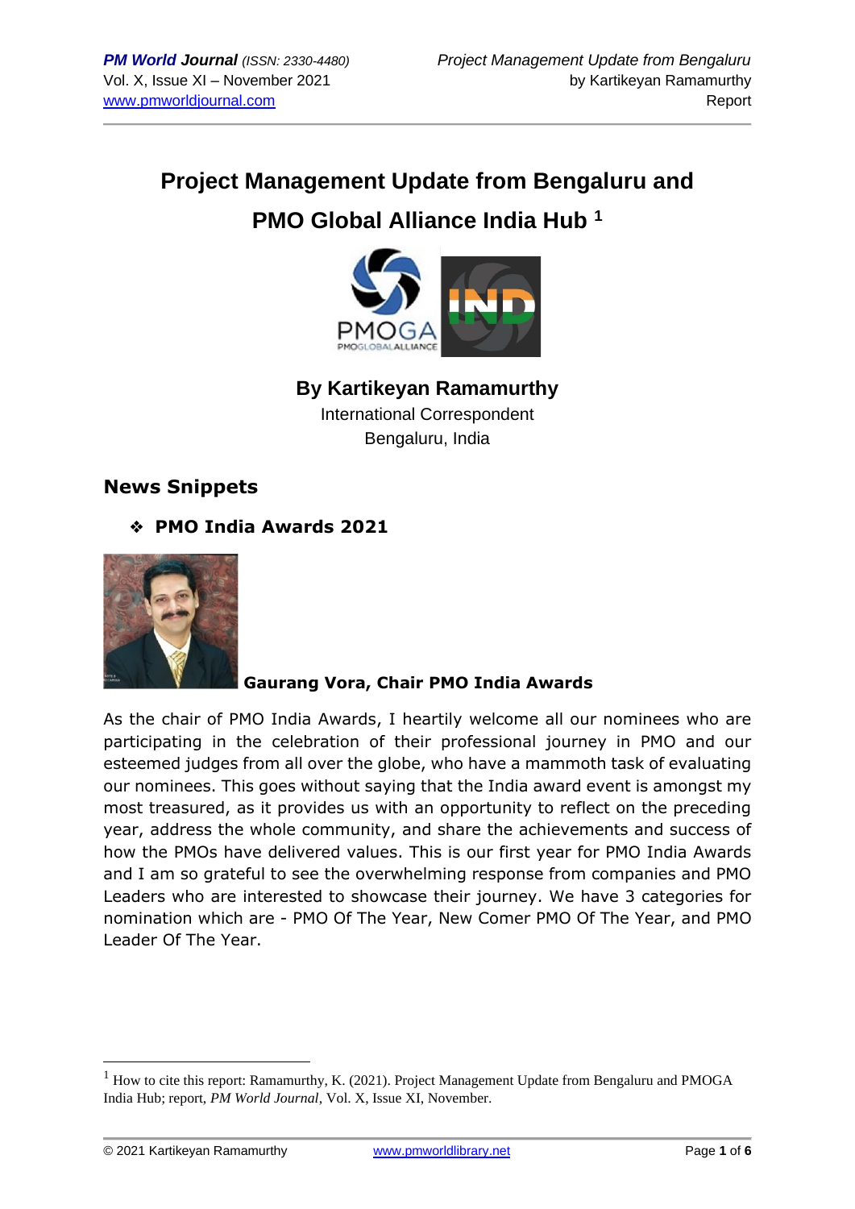# Project Management Update from Bengaluru and PMO Global Alliance India Hub [1]

**By Kartikeyan Ramamurthy**

International Correspondent

Bengaluru, India

## News Snippets

### ❖ PMO India Awards 2021

**Gaurang Vora, Chair PMO India Awards**

As the chair of PMO India Awards, I heartily welcome all our nominees who are participating in the celebration of their professional journey in PMO and our esteemed judges from all over the globe, who have a mammoth task of evaluating our nominees. This goes without saying that the India award event is amongst my most treasured, as it provides us with an opportunity to reflect on the preceding year, address the whole community, and share the achievements and success of how the PMOs have delivered values. This is our first year for PMO India Awards and I am so grateful to see the overwhelming response from companies and PMO Leaders who are interested to showcase their journey. We have 3 categories for nomination which are - PMO Of The Year, New Comer PMO Of The Year, and PMO Leader Of The Year.

---

[1] How to cite this report: Ramamurthy, K. (2021). Project Management Update from Bengaluru and PMOGA India Hub; report, *PM World Journal*, Vol. X, Issue XI, November.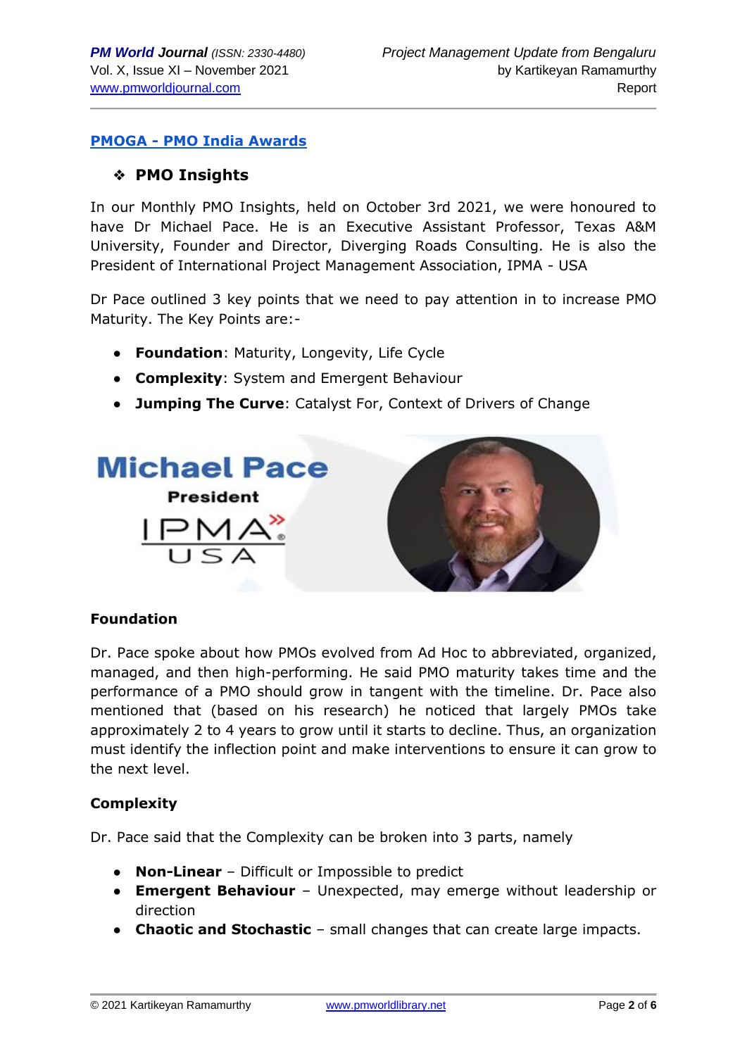## [PMOGA - PMO India Awards](#)

### ❖ PMO Insights

In our Monthly PMO Insights, held on October 3rd 2021, we were honoured to have Dr Michael Pace. He is an Executive Assistant Professor, Texas A&M University, Founder and Director, Diverging Roads Consulting. He is also the President of International Project Management Association, IPMA - USA

Dr Pace outlined 3 key points that we need to pay attention in to increase PMO Maturity. The Key Points are:-

- **Foundation**: Maturity, Longevity, Life Cycle
- **Complexity**: System and Emergent Behaviour
- **Jumping The Curve**: Catalyst For, Context of Drivers of Change

**Foundation**

Dr. Pace spoke about how PMOs evolved from Ad Hoc to abbreviated, organized, managed, and then high-performing. He said PMO maturity takes time and the performance of a PMO should grow in tangent with the timeline. Dr. Pace also mentioned that (based on his research) he noticed that largely PMOs take approximately 2 to 4 years to grow until it starts to decline. Thus, an organization must identify the inflection point and make interventions to ensure it can grow to the next level.

**Complexity**

Dr. Pace said that the Complexity can be broken into 3 parts, namely

- **Non-Linear** – Difficult or Impossible to predict
- **Emergent Behaviour** – Unexpected, may emerge without leadership or direction
- **Chaotic and Stochastic** – small changes that can create large impacts.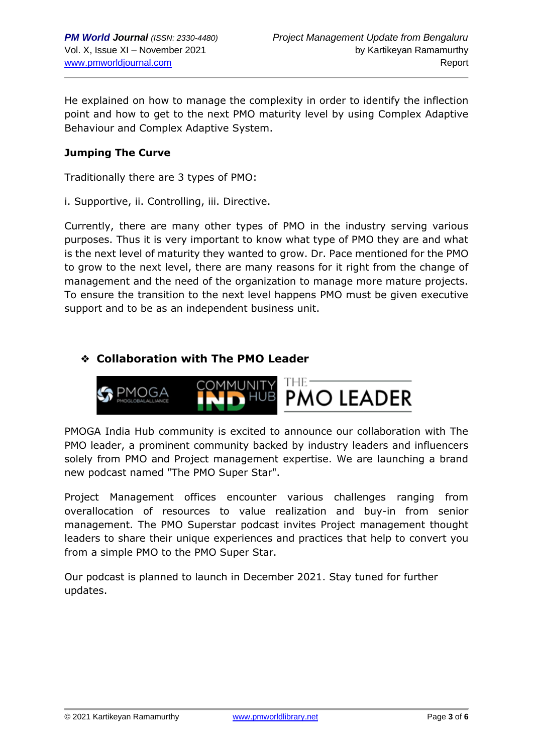He explained on how to manage the complexity in order to identify the inflection point and how to get to the next PMO maturity level by using Complex Adaptive Behaviour and Complex Adaptive System.

**Jumping The Curve**

Traditionally there are 3 types of PMO:

i. Supportive, ii. Controlling, iii. Directive.

Currently, there are many other types of PMO in the industry serving various purposes. Thus it is very important to know what type of PMO they are and what is the next level of maturity they wanted to grow. Dr. Pace mentioned for the PMO to grow to the next level, there are many reasons for it right from the change of management and the need of the organization to manage more mature projects. To ensure the transition to the next level happens PMO must be given executive support and to be as an independent business unit.

## ❖ Collaboration with The PMO Leader

PMOGA India Hub community is excited to announce our collaboration with The PMO leader, a prominent community backed by industry leaders and influencers solely from PMO and Project management expertise. We are launching a brand new podcast named "The PMO Super Star".

Project Management offices encounter various challenges ranging from overallocation of resources to value realization and buy-in from senior management. The PMO Superstar podcast invites Project management thought leaders to share their unique experiences and practices that help to convert you from a simple PMO to the PMO Super Star.

Our podcast is planned to launch in December 2021. Stay tuned for further updates.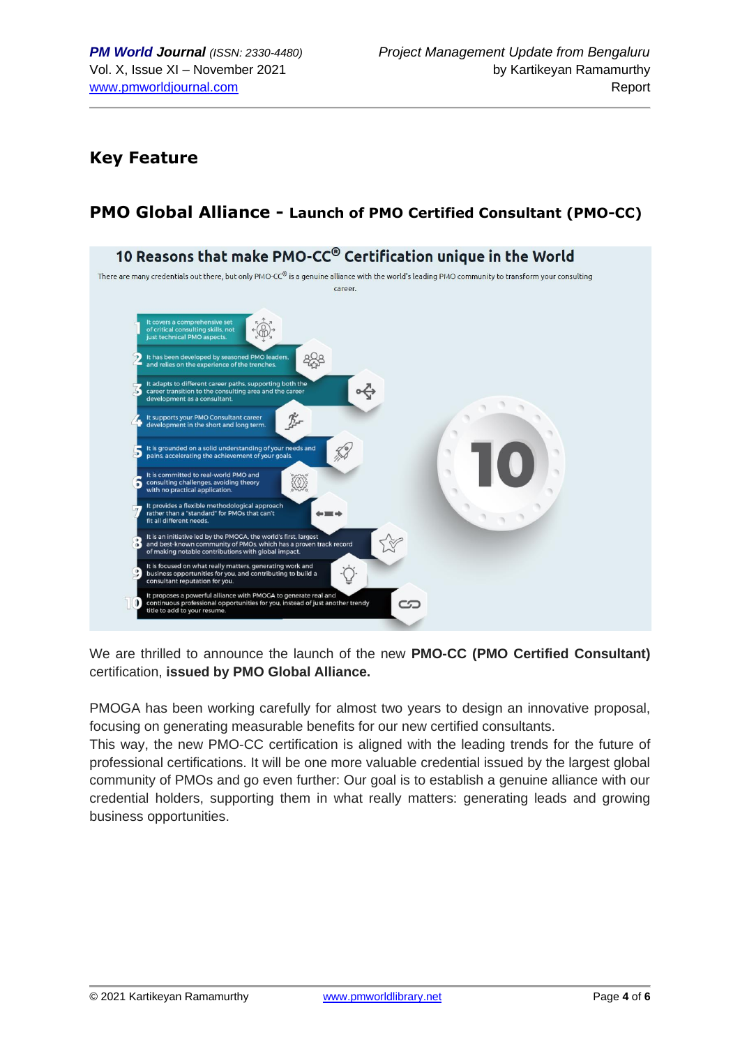## Key Feature

## PMO Global Alliance - Launch of PMO Certified Consultant (PMO-CC)

**10 Reasons that make PMO-CC® Certification unique in the World**

There are many credentials out there, but only PMO-CC® is a genuine alliance with the world's leading PMO community to transform your consulting career.

1. It covers a comprehensive set of critical consulting skills, not just technical PMO aspects.
2. It has been developed by seasoned PMO leaders, and relies on the experience of the trenches.
3. It adapts to different career paths, supporting both the career transition to the consulting area and the career development as a consultant.
4. It supports your PMO Consultant career development in the short and long term.
5. It is grounded on a solid understanding of your needs and pains, accelerating the achievement of your goals.
6. It is committed to real-world PMO and consulting challenges, avoiding theory with no practical application.
7. It provides a flexible methodological approach rather than a "standard" for PMOs that can't fit all different needs.
8. It is an initiative led by the PMOGA, the world's first, largest and best-known community of PMOs, which has a proven track record of making notable contributions with global impact.
9. It is focused on what really matters, generating work and business opportunities for you, and contributing to build a consultant reputation for you.
10. It proposes a powerful alliance with PMOGA to generate real and continuous professional opportunities for you, instead of just another trendy title to add to your resume.

We are thrilled to announce the launch of the new **PMO-CC (PMO Certified Consultant)** certification, **issued by PMO Global Alliance.**

PMOGA has been working carefully for almost two years to design an innovative proposal, focusing on generating measurable benefits for our new certified consultants.
This way, the new PMO-CC certification is aligned with the leading trends for the future of professional certifications. It will be one more valuable credential issued by the largest global community of PMOs and go even further: Our goal is to establish a genuine alliance with our credential holders, supporting them in what really matters: generating leads and growing business opportunities.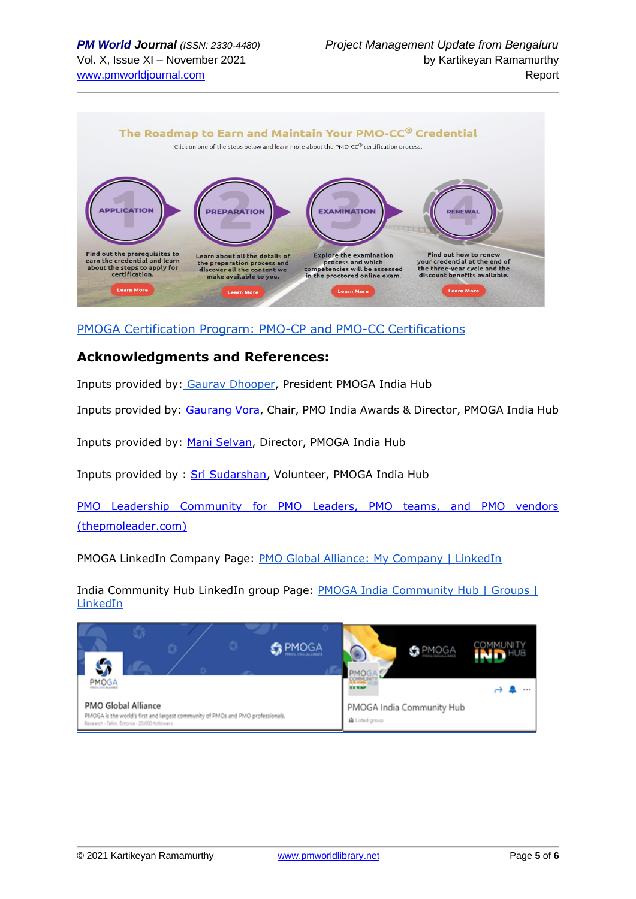The Roadmap to Earn and Maintain Your PMO-CC® Credential

Click on one of the steps below and learn more about the PMO-CC® certification process.

1 APPLICATION: Find out the prerequisites to earn the credential and learn about the steps to apply for certification. Learn More

2 PREPARATION: Learn about all the details of the preparation process and discover all the content we make available to you. Learn More

3 EXAMINATION: Explore the examination process and which competencies will be assessed in the proctored online exam. Learn More

4 RENEWAL: Find out how to renew your credential at the end of the three-year cycle and the discount benefits available. Learn More

[PMOGA Certification Program: PMO-CP and PMO-CC Certifications]()

## Acknowledgments and References:

Inputs provided by: [Gaurav Dhooper](), President PMOGA India Hub

Inputs provided by: [Gaurang Vora](), Chair, PMO India Awards & Director, PMOGA India Hub

Inputs provided by: [Mani Selvan](), Director, PMOGA India Hub

Inputs provided by : [Sri Sudarshan](), Volunteer, PMOGA India Hub

[PMO Leadership Community for PMO Leaders, PMO teams, and PMO vendors (thepmoleader.com)]()

PMOGA LinkedIn Company Page: [PMO Global Alliance: My Company | LinkedIn]()

India Community Hub LinkedIn group Page: [PMOGA India Community Hub | Groups | LinkedIn]()

PMOGA

PMO Global Alliance

PMOGA is the world's first and largest community of PMOs and PMO professionals.

Research · Tallin, Estonia · 20,000 followers

PMOGA COMMUNITY IND HUB

PMOGA India Community Hub

Listed group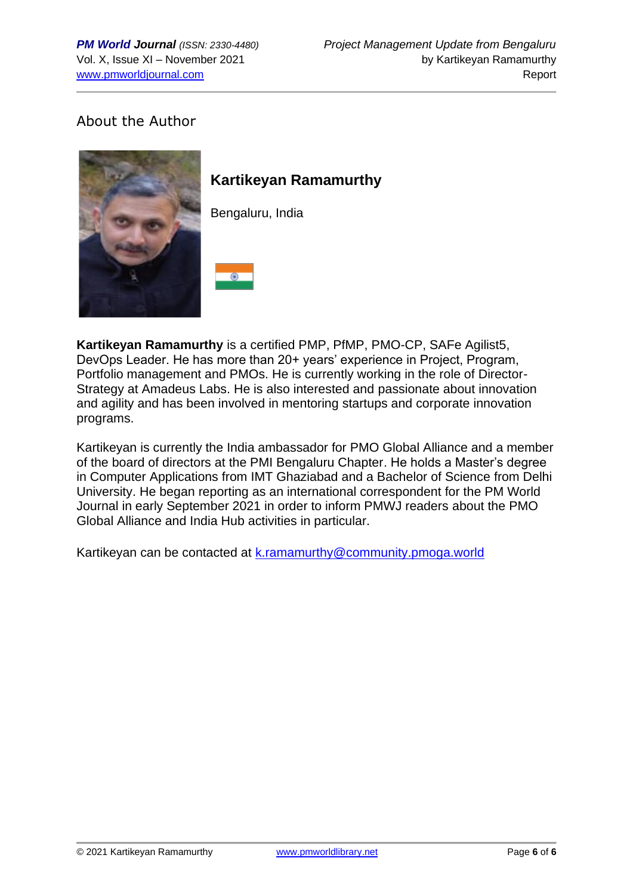## About the Author

### Kartikeyan Ramamurthy

Bengaluru, India

**Kartikeyan Ramamurthy** is a certified PMP, PfMP, PMO-CP, SAFe Agilist5, DevOps Leader. He has more than 20+ years' experience in Project, Program, Portfolio management and PMOs. He is currently working in the role of Director-Strategy at Amadeus Labs. He is also interested and passionate about innovation and agility and has been involved in mentoring startups and corporate innovation programs.

Kartikeyan is currently the India ambassador for PMO Global Alliance and a member of the board of directors at the PMI Bengaluru Chapter. He holds a Master's degree in Computer Applications from IMT Ghaziabad and a Bachelor of Science from Delhi University. He began reporting as an international correspondent for the PM World Journal in early September 2021 in order to inform PMWJ readers about the PMO Global Alliance and India Hub activities in particular.

Kartikeyan can be contacted at k.ramamurthy@community.pmoga.world